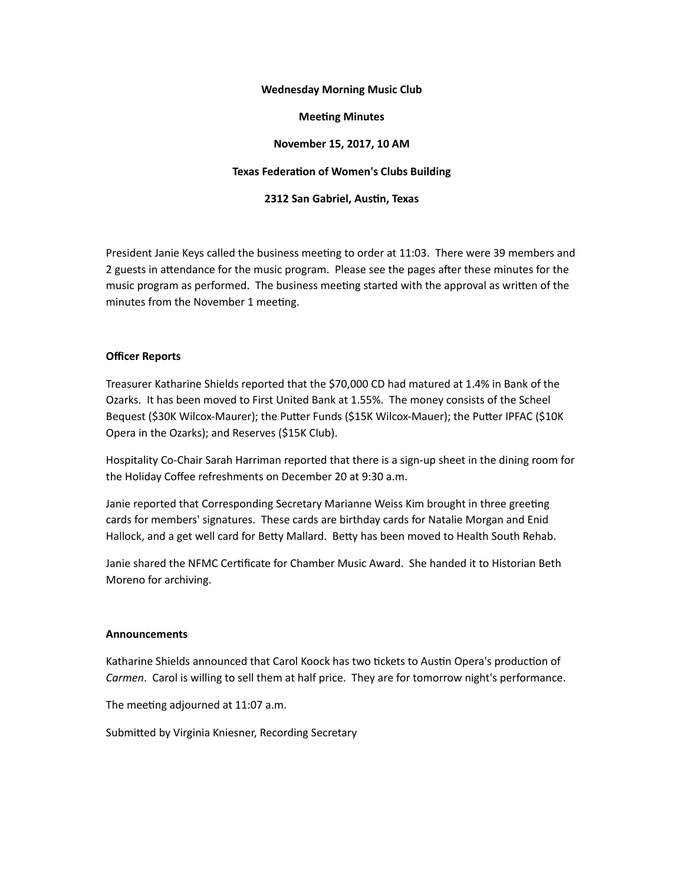**Wednesday Morning Music Club**

**Meeting Minutes**

**November 15, 2017, 10 AM**

**Texas Federation of Women's Clubs Building**

**2312 San Gabriel, Austin, Texas**

President Janie Keys called the business meeting to order at 11:03. There were 39 members and 2 guests in attendance for the music program. Please see the pages after these minutes for the music program as performed. The business meeting started with the approval as written of the minutes from the November 1 meeting.

**Officer Reports**

Treasurer Katharine Shields reported that the $70,000 CD had matured at 1.4% in Bank of the Ozarks. It has been moved to First United Bank at 1.55%. The money consists of the Scheel Bequest ($30K Wilcox-Maurer); the Putter Funds ($15K Wilcox-Mauer); the Putter IPFAC ($10K Opera in the Ozarks); and Reserves ($15K Club).

Hospitality Co-Chair Sarah Harriman reported that there is a sign-up sheet in the dining room for the Holiday Coffee refreshments on December 20 at 9:30 a.m.

Janie reported that Corresponding Secretary Marianne Weiss Kim brought in three greeting cards for members' signatures. These cards are birthday cards for Natalie Morgan and Enid Hallock, and a get well card for Betty Mallard. Betty has been moved to Health South Rehab.

Janie shared the NFMC Certificate for Chamber Music Award. She handed it to Historian Beth Moreno for archiving.

**Announcements**

Katharine Shields announced that Carol Koock has two tickets to Austin Opera's production of *Carmen*. Carol is willing to sell them at half price. They are for tomorrow night's performance.

The meeting adjourned at 11:07 a.m.

Submitted by Virginia Kniesner, Recording Secretary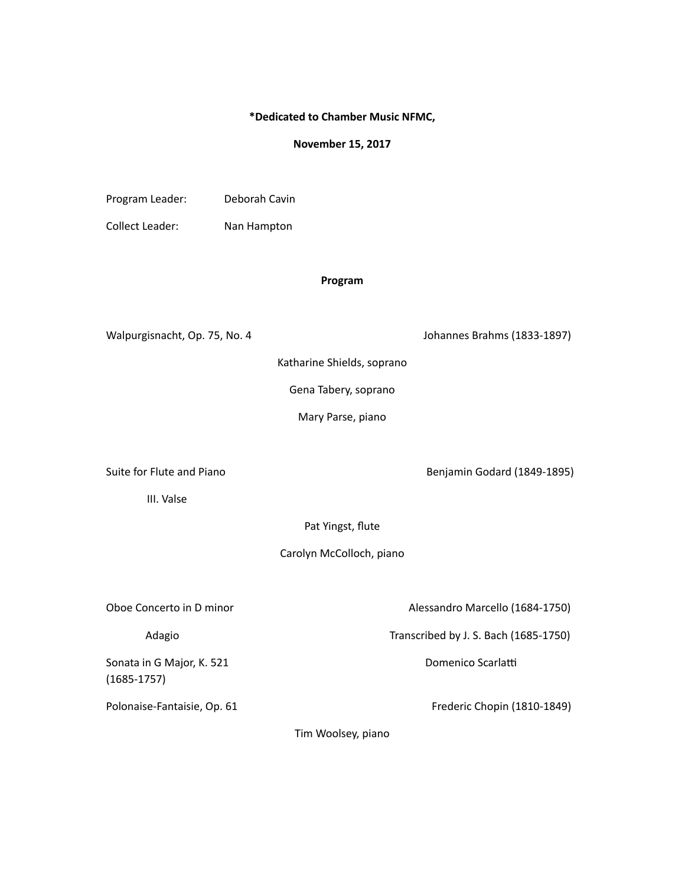**\*Dedicated to Chamber Music NFMC,**

**November 15, 2017**

Program Leader: Deborah Cavin

Collect Leader: Nan Hampton

**Program**

Walpurgisnacht, Op. 75, No. 4 — Johannes Brahms (1833-1897)

Katharine Shields, soprano

Gena Tabery, soprano

Mary Parse, piano

Suite for Flute and Piano — Benjamin Godard (1849-1895)

III. Valse

Pat Yingst, flute

Carolyn McColloch, piano

Oboe Concerto in D minor — Alessandro Marcello (1684-1750)

Adagio — Transcribed by J. S. Bach (1685-1750)

Sonata in G Major, K. 521 — Domenico Scarlatti (1685-1757)

Polonaise-Fantaisie, Op. 61 — Frederic Chopin (1810-1849)

Tim Woolsey, piano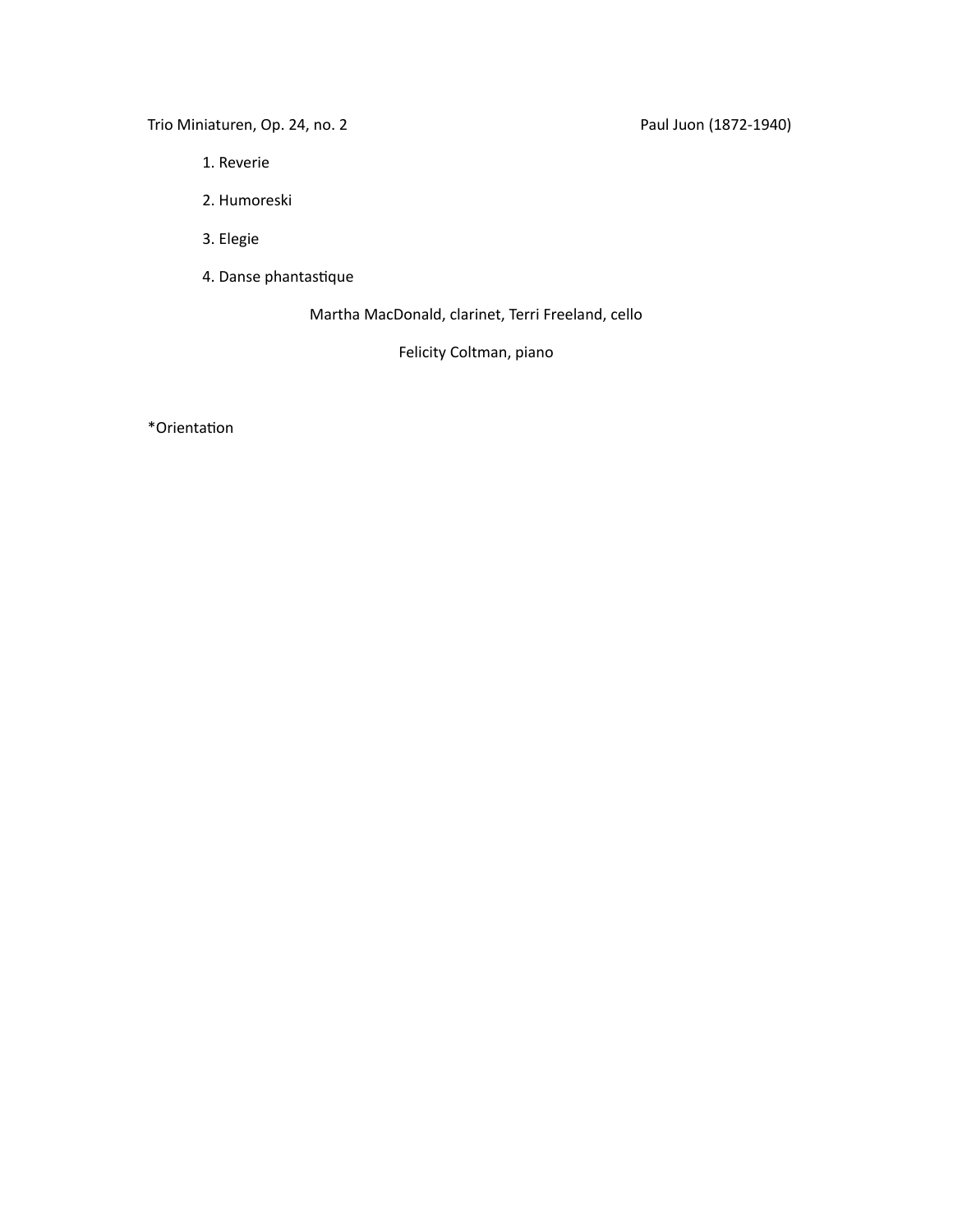Trio Miniaturen, Op. 24, no. 2 Paul Juon (1872-1940)

1. Reverie

2. Humoreski

3. Elegie

4. Danse phantastique

Martha MacDonald, clarinet, Terri Freeland, cello

Felicity Coltman, piano

*Orientation